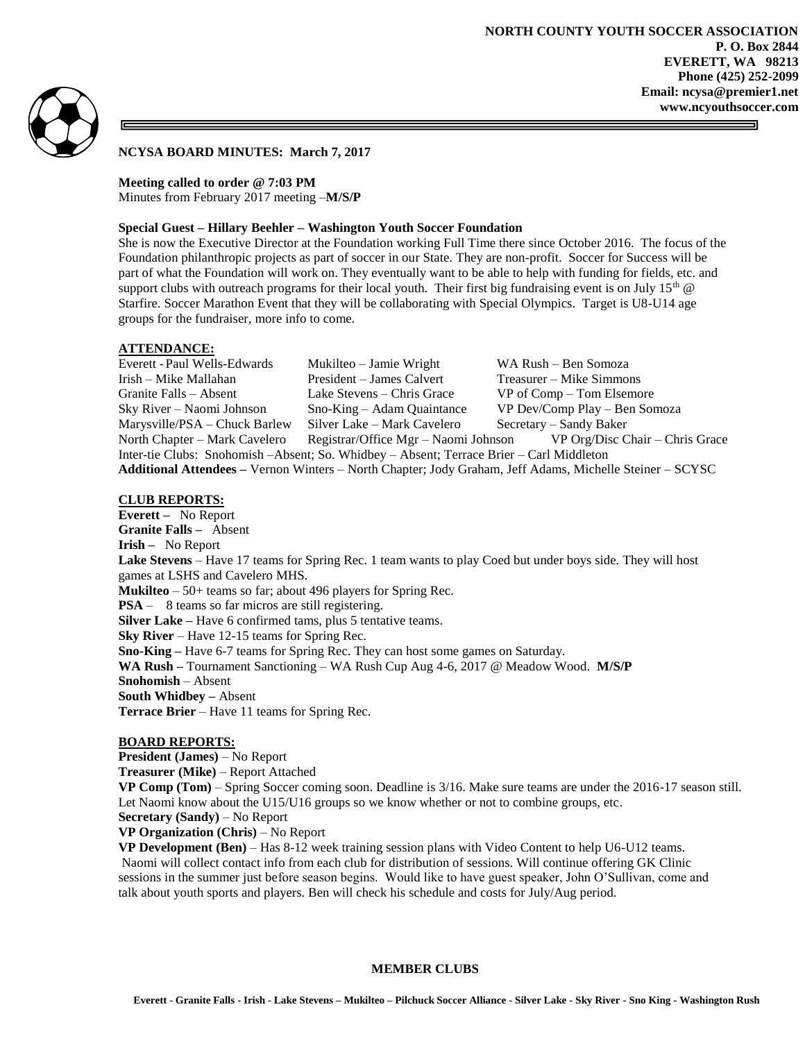**NORTH COUNTY YOUTH SOCCER ASSOCIATION**
**P. O. Box 2844**
**EVERETT, WA 98213**
**Phone (425) 252-2099**
**Email: ncysa@premier1.net**
**www.ncyouthsoccer.com**

## NCYSA BOARD MINUTES: March 7, 2017

**Meeting called to order @ 7:03 PM**
Minutes from February 2017 meeting –**M/S/P**

**Special Guest – Hillary Beehler – Washington Youth Soccer Foundation**
She is now the Executive Director at the Foundation working Full Time there since October 2016. The focus of the Foundation philanthropic projects as part of soccer in our State. They are non-profit. Soccer for Success will be part of what the Foundation will work on. They eventually want to be able to help with funding for fields, etc. and support clubs with outreach programs for their local youth. Their first big fundraising event is on July 15th @ Starfire. Soccer Marathon Event that they will be collaborating with Special Olympics. Target is U8-U14 age groups for the fundraiser, more info to come.

### ATTENDANCE:

| | | |
|---|---|---|
| Everett - Paul Wells-Edwards | Mukilteo – Jamie Wright | WA Rush – Ben Somoza |
| Irish – Mike Mallahan | President – James Calvert | Treasurer – Mike Simmons |
| Granite Falls – Absent | Lake Stevens – Chris Grace | VP of Comp – Tom Elsemore |
| Sky River – Naomi Johnson | Sno-King – Adam Quaintance | VP Dev/Comp Play – Ben Somoza |
| Marysville/PSA – Chuck Barlew | Silver Lake – Mark Cavelero | Secretary – Sandy Baker |
| North Chapter – Mark Cavelero | Registrar/Office Mgr – Naomi Johnson | VP Org/Disc Chair – Chris Grace |

Inter-tie Clubs: Snohomish –Absent; So. Whidbey – Absent; Terrace Brier – Carl Middleton
**Additional Attendees –** Vernon Winters – North Chapter; Jody Graham, Jeff Adams, Michelle Steiner – SCYSC

### CLUB REPORTS:

**Everett –** No Report
**Granite Falls –** Absent
**Irish –** No Report
**Lake Stevens** – Have 17 teams for Spring Rec. 1 team wants to play Coed but under boys side. They will host games at LSHS and Cavelero MHS.
**Mukilteo** – 50+ teams so far; about 496 players for Spring Rec.
**PSA** – 8 teams so far micros are still registering.
**Silver Lake –** Have 6 confirmed tams, plus 5 tentative teams.
**Sky River** – Have 12-15 teams for Spring Rec.
**Sno-King –** Have 6-7 teams for Spring Rec. They can host some games on Saturday.
**WA Rush –** Tournament Sanctioning – WA Rush Cup Aug 4-6, 2017 @ Meadow Wood. **M/S/P**
**Snohomish** – Absent
**South Whidbey –** Absent
**Terrace Brier** – Have 11 teams for Spring Rec.

### BOARD REPORTS:

**President (James)** – No Report
**Treasurer (Mike)** – Report Attached
**VP Comp (Tom)** – Spring Soccer coming soon. Deadline is 3/16. Make sure teams are under the 2016-17 season still. Let Naomi know about the U15/U16 groups so we know whether or not to combine groups, etc.
**Secretary (Sandy)** – No Report
**VP Organization (Chris)** – No Report
**VP Development (Ben)** – Has 8-12 week training session plans with Video Content to help U6-U12 teams. Naomi will collect contact info from each club for distribution of sessions. Will continue offering GK Clinic sessions in the summer just before season begins. Would like to have guest speaker, John O'Sullivan, come and talk about youth sports and players. Ben will check his schedule and costs for July/Aug period.

**MEMBER CLUBS**

**Everett - Granite Falls - Irish - Lake Stevens – Mukilteo – Pilchuck Soccer Alliance - Silver Lake - Sky River - Sno King - Washington Rush**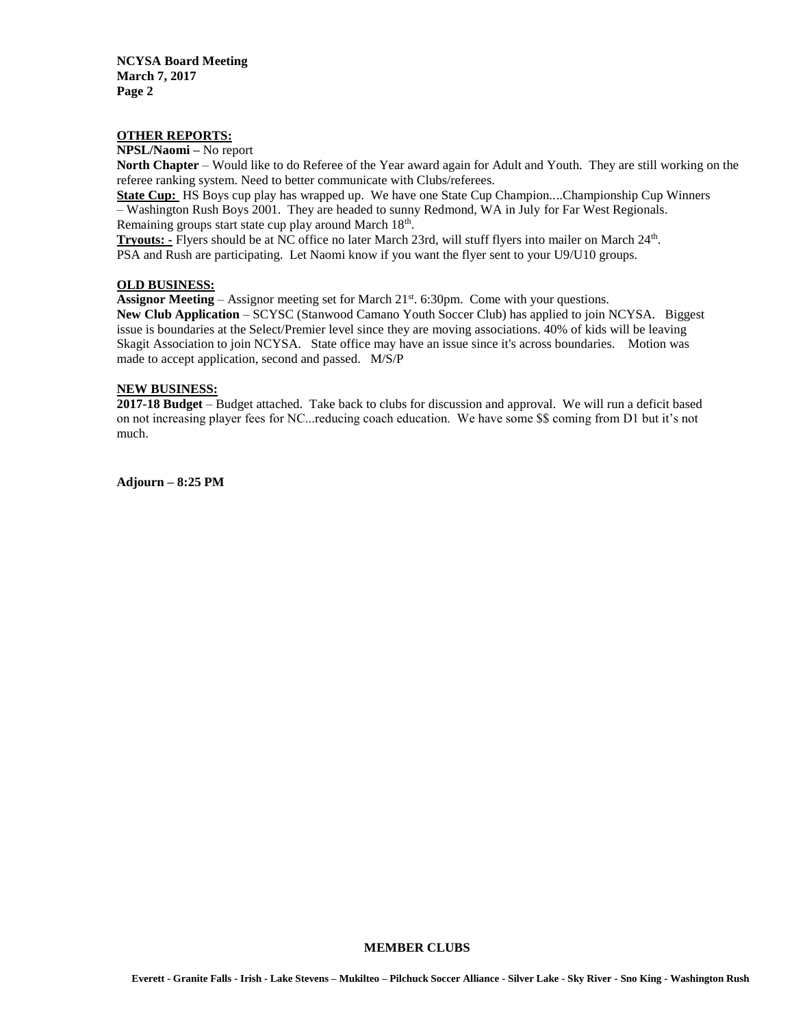**OTHER REPORTS:**

**NPSL/Naomi –** No report

**North Chapter** – Would like to do Referee of the Year award again for Adult and Youth. They are still working on the referee ranking system. Need to better communicate with Clubs/referees.

**State Cup:** HS Boys cup play has wrapped up. We have one State Cup Champion....Championship Cup Winners – Washington Rush Boys 2001. They are headed to sunny Redmond, WA in July for Far West Regionals. Remaining groups start state cup play around March 18th.

**Tryouts: -** Flyers should be at NC office no later March 23rd, will stuff flyers into mailer on March 24th. PSA and Rush are participating. Let Naomi know if you want the flyer sent to your U9/U10 groups.

**OLD BUSINESS:**

**Assignor Meeting** – Assignor meeting set for March 21st. 6:30pm. Come with your questions.

**New Club Application** – SCYSC (Stanwood Camano Youth Soccer Club) has applied to join NCYSA. Biggest issue is boundaries at the Select/Premier level since they are moving associations. 40% of kids will be leaving Skagit Association to join NCYSA. State office may have an issue since it's across boundaries. Motion was made to accept application, second and passed. M/S/P

**NEW BUSINESS:**

**2017-18 Budget** – Budget attached. Take back to clubs for discussion and approval. We will run a deficit based on not increasing player fees for NC...reducing coach education. We have some $$ coming from D1 but it's not much.

**Adjourn – 8:25 PM**

**MEMBER CLUBS**

**Everett - Granite Falls - Irish - Lake Stevens – Mukilteo – Pilchuck Soccer Alliance - Silver Lake - Sky River - Sno King - Washington Rush**